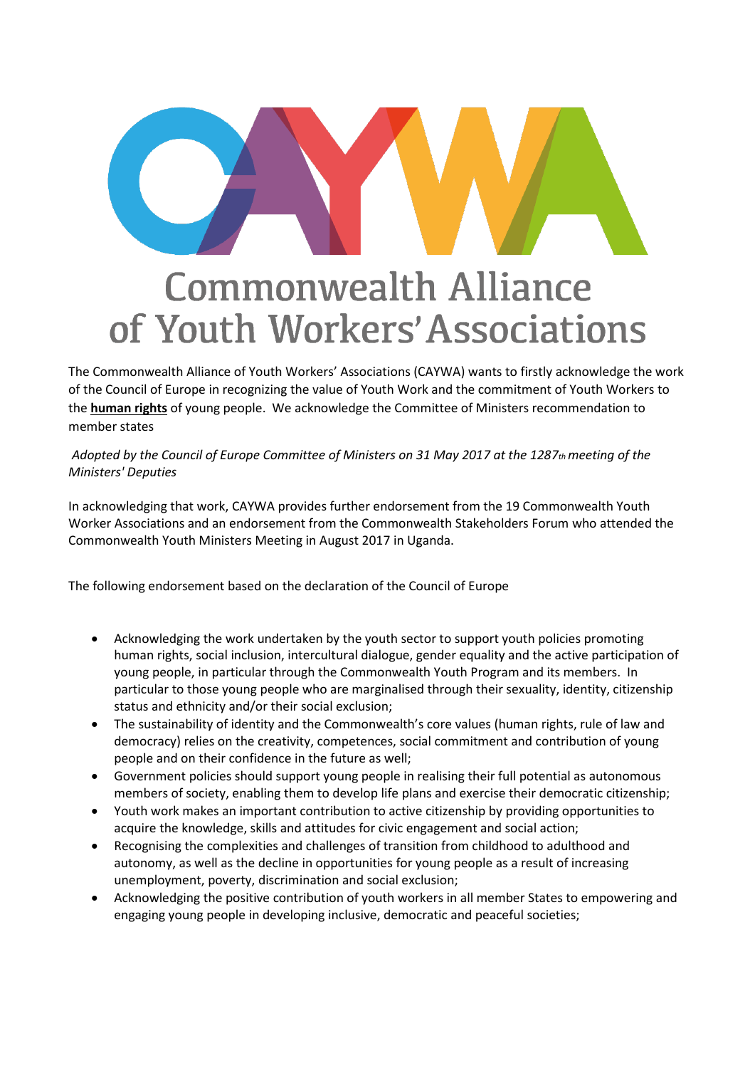# CAYWA

# Commonwealth Alliance of Youth Workers' Associations

The Commonwealth Alliance of Youth Workers' Associations (CAYWA) wants to firstly acknowledge the work of the Council of Europe in recognizing the value of Youth Work and the commitment of Youth Workers to the **human rights** of young people. We acknowledge the Committee of Ministers recommendation to member states

*Adopted by the Council of Europe Committee of Ministers on 31 May 2017 at the 1287th meeting of the Ministers' Deputies*

In acknowledging that work, CAYWA provides further endorsement from the 19 Commonwealth Youth Worker Associations and an endorsement from the Commonwealth Stakeholders Forum who attended the Commonwealth Youth Ministers Meeting in August 2017 in Uganda.

The following endorsement based on the declaration of the Council of Europe

- Acknowledging the work undertaken by the youth sector to support youth policies promoting human rights, social inclusion, intercultural dialogue, gender equality and the active participation of young people, in particular through the Commonwealth Youth Program and its members. In particular to those young people who are marginalised through their sexuality, identity, citizenship status and ethnicity and/or their social exclusion;
- The sustainability of identity and the Commonwealth's core values (human rights, rule of law and democracy) relies on the creativity, competences, social commitment and contribution of young people and on their confidence in the future as well;
- Government policies should support young people in realising their full potential as autonomous members of society, enabling them to develop life plans and exercise their democratic citizenship;
- Youth work makes an important contribution to active citizenship by providing opportunities to acquire the knowledge, skills and attitudes for civic engagement and social action;
- Recognising the complexities and challenges of transition from childhood to adulthood and autonomy, as well as the decline in opportunities for young people as a result of increasing unemployment, poverty, discrimination and social exclusion;
- Acknowledging the positive contribution of youth workers in all member States to empowering and engaging young people in developing inclusive, democratic and peaceful societies;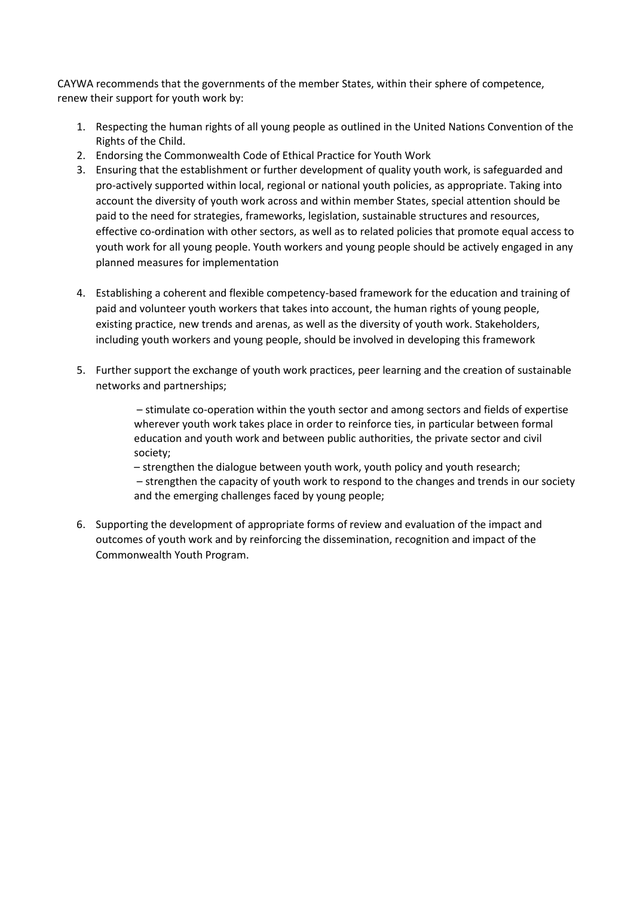CAYWA recommends that the governments of the member States, within their sphere of competence, renew their support for youth work by:

1. Respecting the human rights of all young people as outlined in the United Nations Convention of the Rights of the Child.
2. Endorsing the Commonwealth Code of Ethical Practice for Youth Work
3. Ensuring that the establishment or further development of quality youth work, is safeguarded and pro-actively supported within local, regional or national youth policies, as appropriate. Taking into account the diversity of youth work across and within member States, special attention should be paid to the need for strategies, frameworks, legislation, sustainable structures and resources, effective co-ordination with other sectors, as well as to related policies that promote equal access to youth work for all young people. Youth workers and young people should be actively engaged in any planned measures for implementation

4. Establishing a coherent and flexible competency-based framework for the education and training of paid and volunteer youth workers that takes into account, the human rights of young people, existing practice, new trends and arenas, as well as the diversity of youth work. Stakeholders, including youth workers and young people, should be involved in developing this framework

5. Further support the exchange of youth work practices, peer learning and the creation of sustainable networks and partnerships;

   – stimulate co-operation within the youth sector and among sectors and fields of expertise wherever youth work takes place in order to reinforce ties, in particular between formal education and youth work and between public authorities, the private sector and civil society;
   – strengthen the dialogue between youth work, youth policy and youth research;
   – strengthen the capacity of youth work to respond to the changes and trends in our society and the emerging challenges faced by young people;

6. Supporting the development of appropriate forms of review and evaluation of the impact and outcomes of youth work and by reinforcing the dissemination, recognition and impact of the Commonwealth Youth Program.